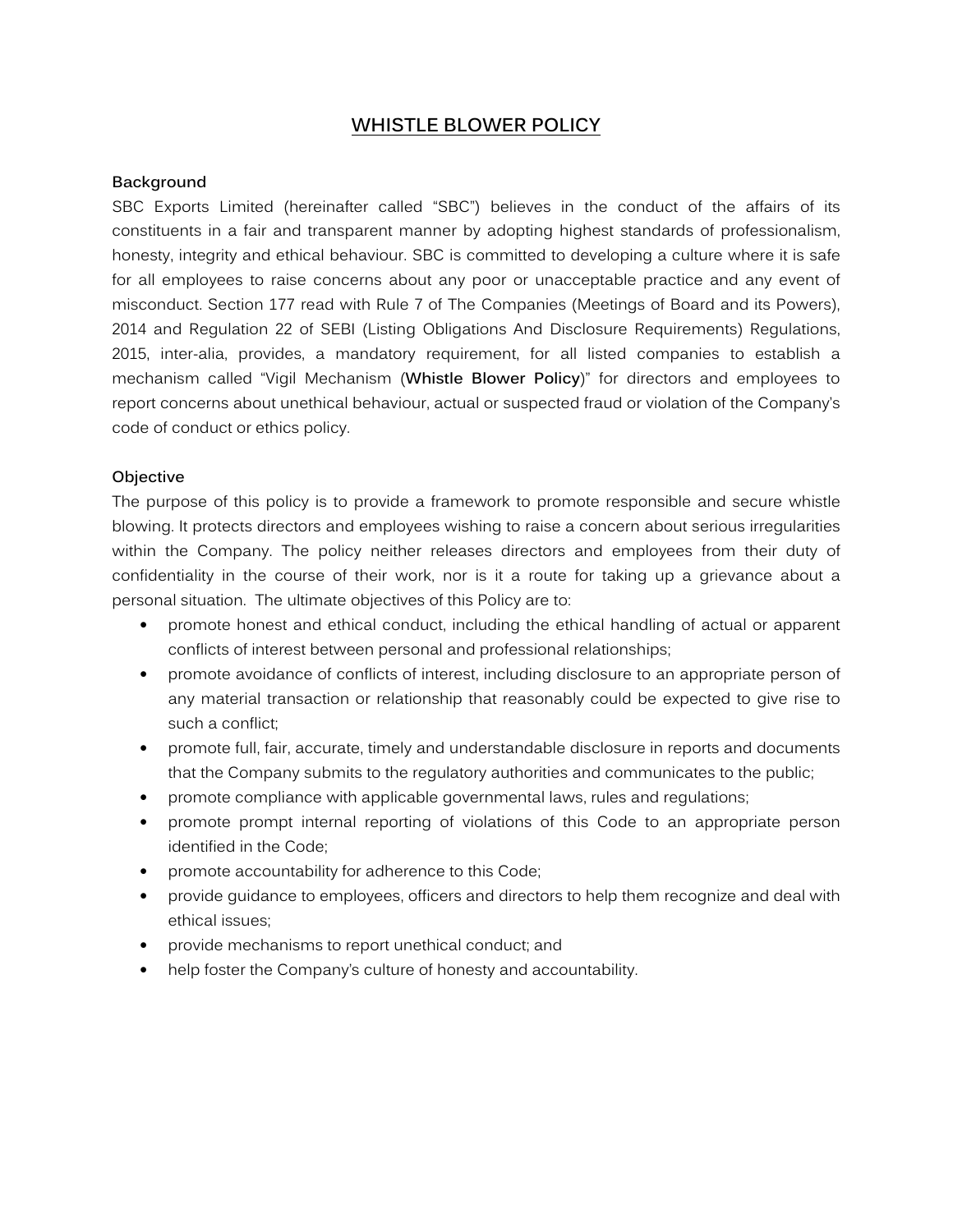# WHISTLE BLOWER POLICY

**Background**

SBC Exports Limited (hereinafter called "SBC") believes in the conduct of the affairs of its constituents in a fair and transparent manner by adopting highest standards of professionalism, honesty, integrity and ethical behaviour. SBC is committed to developing a culture where it is safe for all employees to raise concerns about any poor or unacceptable practice and any event of misconduct. Section 177 read with Rule 7 of The Companies (Meetings of Board and its Powers), 2014 and Regulation 22 of SEBI (Listing Obligations And Disclosure Requirements) Regulations, 2015, inter-alia, provides, a mandatory requirement, for all listed companies to establish a mechanism called "Vigil Mechanism (**Whistle Blower Policy**)" for directors and employees to report concerns about unethical behaviour, actual or suspected fraud or violation of the Company's code of conduct or ethics policy.

**Objective**

The purpose of this policy is to provide a framework to promote responsible and secure whistle blowing. It protects directors and employees wishing to raise a concern about serious irregularities within the Company. The policy neither releases directors and employees from their duty of confidentiality in the course of their work, nor is it a route for taking up a grievance about a personal situation. The ultimate objectives of this Policy are to:

- promote honest and ethical conduct, including the ethical handling of actual or apparent conflicts of interest between personal and professional relationships;
- promote avoidance of conflicts of interest, including disclosure to an appropriate person of any material transaction or relationship that reasonably could be expected to give rise to such a conflict;
- promote full, fair, accurate, timely and understandable disclosure in reports and documents that the Company submits to the regulatory authorities and communicates to the public;
- promote compliance with applicable governmental laws, rules and regulations;
- promote prompt internal reporting of violations of this Code to an appropriate person identified in the Code;
- promote accountability for adherence to this Code;
- provide guidance to employees, officers and directors to help them recognize and deal with ethical issues;
- provide mechanisms to report unethical conduct; and
- help foster the Company's culture of honesty and accountability.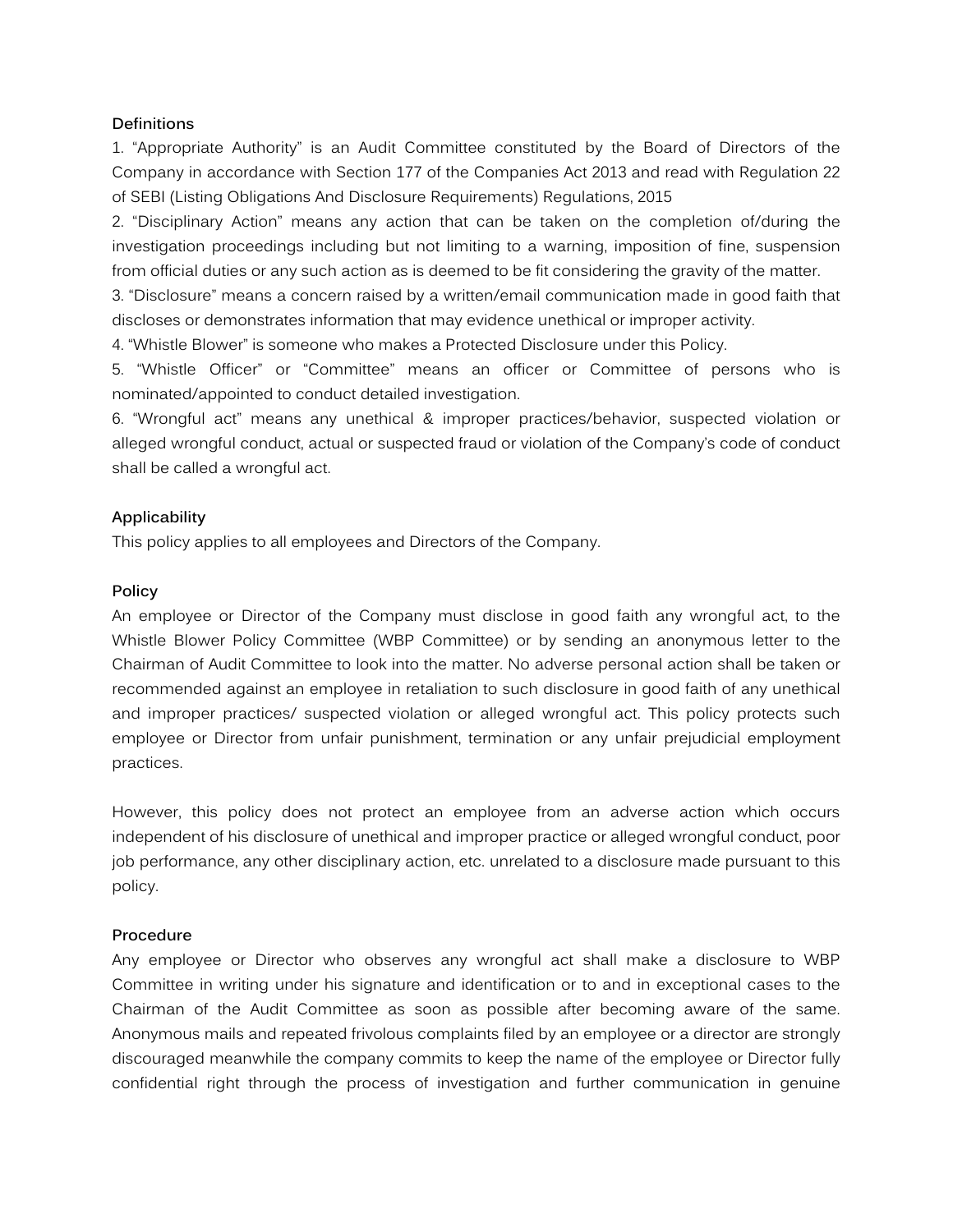**Definitions**

1. "Appropriate Authority" is an Audit Committee constituted by the Board of Directors of the Company in accordance with Section 177 of the Companies Act 2013 and read with Regulation 22 of SEBI (Listing Obligations And Disclosure Requirements) Regulations, 2015
2. "Disciplinary Action" means any action that can be taken on the completion of/during the investigation proceedings including but not limiting to a warning, imposition of fine, suspension from official duties or any such action as is deemed to be fit considering the gravity of the matter.
3. "Disclosure" means a concern raised by a written/email communication made in good faith that discloses or demonstrates information that may evidence unethical or improper activity.
4. "Whistle Blower" is someone who makes a Protected Disclosure under this Policy.
5. "Whistle Officer" or "Committee" means an officer or Committee of persons who is nominated/appointed to conduct detailed investigation.
6. "Wrongful act" means any unethical & improper practices/behavior, suspected violation or alleged wrongful conduct, actual or suspected fraud or violation of the Company's code of conduct shall be called a wrongful act.

**Applicability**

This policy applies to all employees and Directors of the Company.

**Policy**

An employee or Director of the Company must disclose in good faith any wrongful act, to the Whistle Blower Policy Committee (WBP Committee) or by sending an anonymous letter to the Chairman of Audit Committee to look into the matter. No adverse personal action shall be taken or recommended against an employee in retaliation to such disclosure in good faith of any unethical and improper practices/ suspected violation or alleged wrongful act. This policy protects such employee or Director from unfair punishment, termination or any unfair prejudicial employment practices.

However, this policy does not protect an employee from an adverse action which occurs independent of his disclosure of unethical and improper practice or alleged wrongful conduct, poor job performance, any other disciplinary action, etc. unrelated to a disclosure made pursuant to this policy.

**Procedure**

Any employee or Director who observes any wrongful act shall make a disclosure to WBP Committee in writing under his signature and identification or to and in exceptional cases to the Chairman of the Audit Committee as soon as possible after becoming aware of the same. Anonymous mails and repeated frivolous complaints filed by an employee or a director are strongly discouraged meanwhile the company commits to keep the name of the employee or Director fully confidential right through the process of investigation and further communication in genuine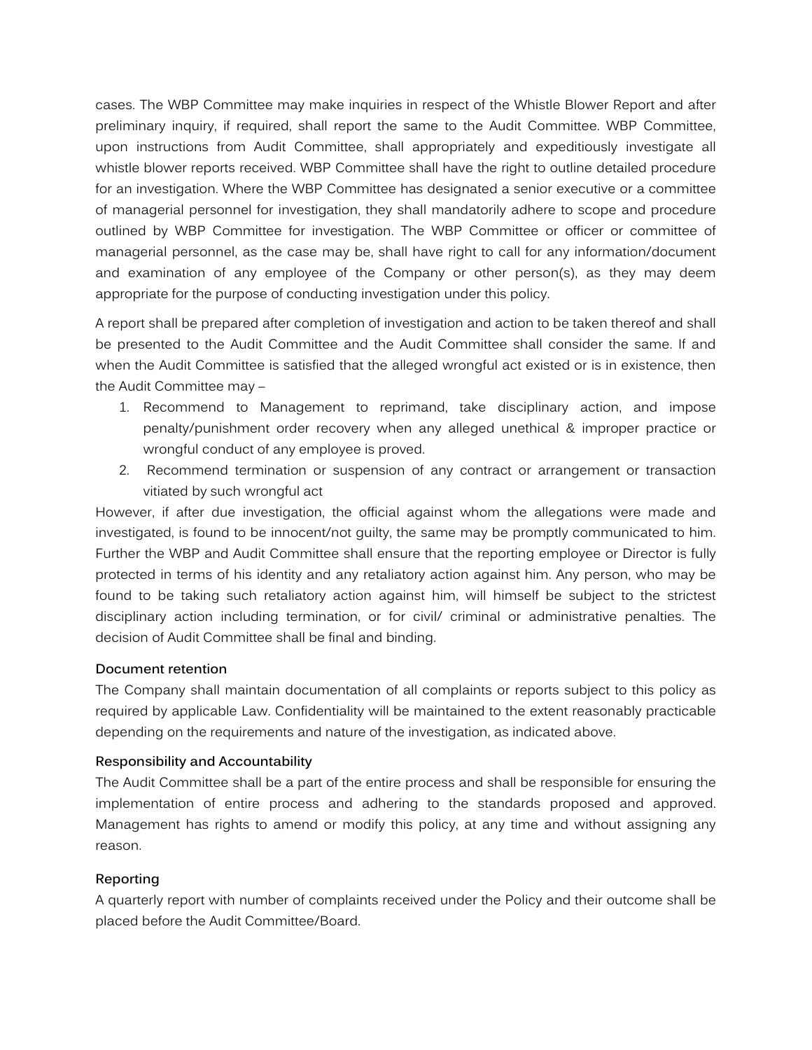cases. The WBP Committee may make inquiries in respect of the Whistle Blower Report and after preliminary inquiry, if required, shall report the same to the Audit Committee. WBP Committee, upon instructions from Audit Committee, shall appropriately and expeditiously investigate all whistle blower reports received. WBP Committee shall have the right to outline detailed procedure for an investigation. Where the WBP Committee has designated a senior executive or a committee of managerial personnel for investigation, they shall mandatorily adhere to scope and procedure outlined by WBP Committee for investigation. The WBP Committee or officer or committee of managerial personnel, as the case may be, shall have right to call for any information/document and examination of any employee of the Company or other person(s), as they may deem appropriate for the purpose of conducting investigation under this policy.

A report shall be prepared after completion of investigation and action to be taken thereof and shall be presented to the Audit Committee and the Audit Committee shall consider the same. If and when the Audit Committee is satisfied that the alleged wrongful act existed or is in existence, then the Audit Committee may –

1. Recommend to Management to reprimand, take disciplinary action, and impose penalty/punishment order recovery when any alleged unethical & improper practice or wrongful conduct of any employee is proved.
2. Recommend termination or suspension of any contract or arrangement or transaction vitiated by such wrongful act

However, if after due investigation, the official against whom the allegations were made and investigated, is found to be innocent/not guilty, the same may be promptly communicated to him. Further the WBP and Audit Committee shall ensure that the reporting employee or Director is fully protected in terms of his identity and any retaliatory action against him. Any person, who may be found to be taking such retaliatory action against him, will himself be subject to the strictest disciplinary action including termination, or for civil/ criminal or administrative penalties. The decision of Audit Committee shall be final and binding.

**Document retention**

The Company shall maintain documentation of all complaints or reports subject to this policy as required by applicable Law. Confidentiality will be maintained to the extent reasonably practicable depending on the requirements and nature of the investigation, as indicated above.

**Responsibility and Accountability**

The Audit Committee shall be a part of the entire process and shall be responsible for ensuring the implementation of entire process and adhering to the standards proposed and approved. Management has rights to amend or modify this policy, at any time and without assigning any reason.

**Reporting**

A quarterly report with number of complaints received under the Policy and their outcome shall be placed before the Audit Committee/Board.